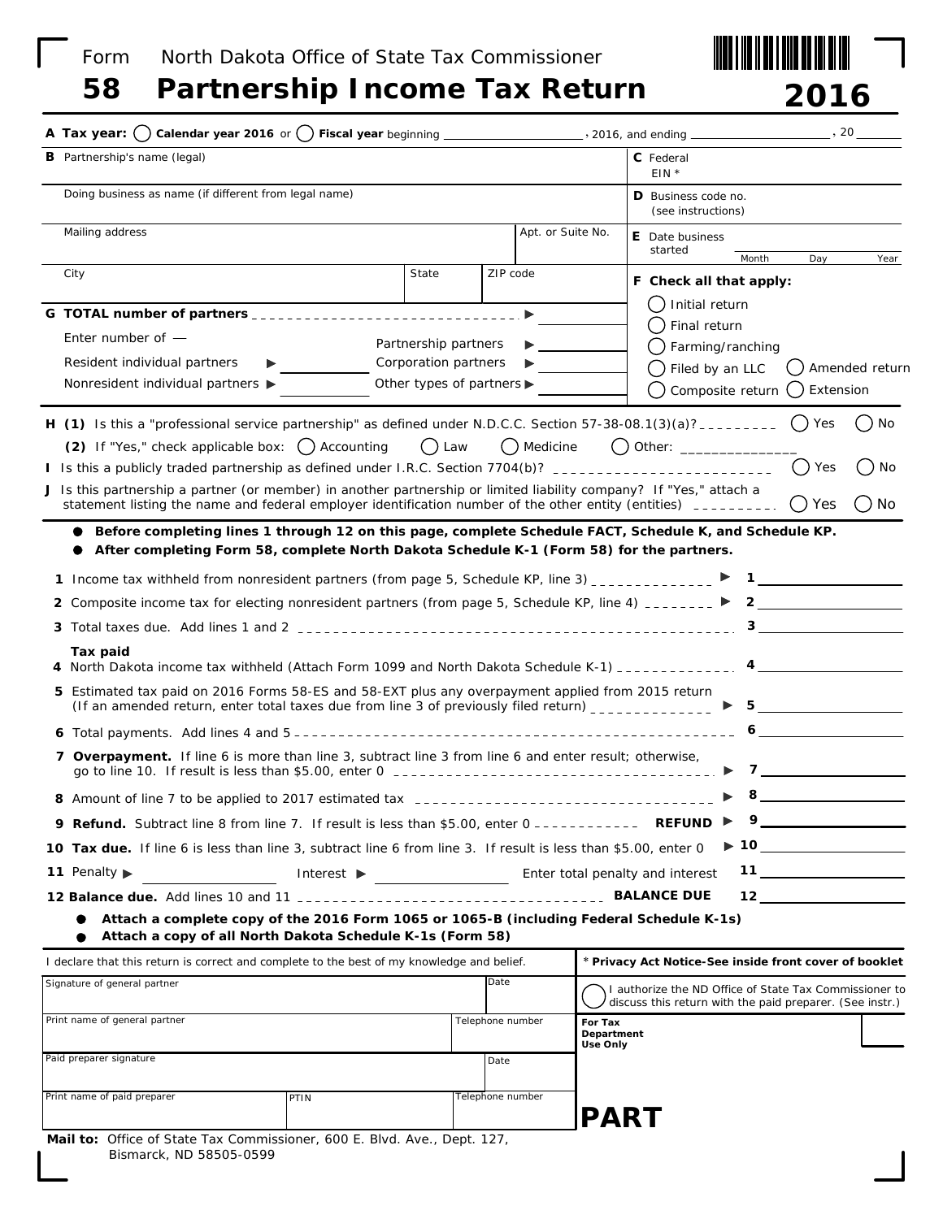Form **58** North Dakota Office of State Tax Commissioner

# Partnership Income Tax Return

**2016**

**A Tax year:** ◯ **Calendar year 2016** or ◯ **Fiscal year** beginning ____________, 2016, and ending ____________, 20 ____

**B** Partnership's name (legal)

Doing business as name (if different from legal name)

Mailing address | Apt. or Suite No.

City | State | ZIP code

**C** Federal EIN *

**D** Business code no. (see instructions)

**E** Date business started ______ Month ______ Day ______ Year

**F Check all that apply:**

- ◯ Initial return
- ◯ Final return
- ◯ Farming/ranching
- ◯ Filed by an LLC ◯ Amended return
- ◯ Composite return ◯ Extension

**G TOTAL number of partners** ▶ ________

Enter number of —

- Resident individual partners ▶ ________
- Nonresident individual partners ▶ ________
- Partnership partners ▶ ________
- Corporation partners ▶ ________
- Other types of partners ▶ ________

**H (1)** Is this a "professional service partnership" as defined under N.D.C.C. Section 57-38-08.1(3)(a)? ◯ Yes ◯ No

**(2)** If "Yes," check applicable box: ◯ Accounting ◯ Law ◯ Medicine ◯ Other: ______________

**I** Is this a publicly traded partnership as defined under I.R.C. Section 7704(b)? ◯ Yes ◯ No

**J** Is this partnership a partner (or member) in another partnership or limited liability company? If "Yes," attach a statement listing the name and federal employer identification number of the other entity (entities) ◯ Yes ◯ No

- **Before completing lines 1 through 12 on this page, complete Schedule FACT, Schedule K, and Schedule KP.**
- **After completing Form 58, complete North Dakota Schedule K-1 (Form 58) for the partners.**

1. Income tax withheld from nonresident partners (from page 5, Schedule KP, line 3) ▶ **1** ________
2. Composite income tax for electing nonresident partners (from page 5, Schedule KP, line 4) ▶ **2** ________
3. Total taxes due. Add lines 1 and 2 **3** ________

**Tax paid**

4. North Dakota income tax withheld (Attach Form 1099 and North Dakota Schedule K-1) **4** ________
5. Estimated tax paid on 2016 Forms 58-ES and 58-EXT plus any overpayment applied from 2015 return (If an amended return, enter total taxes due from line 3 of previously filed return) ▶ **5** ________
6. Total payments. Add lines 4 and 5 **6** ________
7. **Overpayment.** If line 6 is more than line 3, subtract line 3 from line 6 and enter result; otherwise, go to line 10. If result is less than $5.00, enter 0 ▶ **7** ________
8. Amount of line 7 to be applied to 2017 estimated tax ▶ **8** ________
9. **Refund.** Subtract line 8 from line 7. If result is less than $5.00, enter 0 **REFUND** ▶ **9** ________
10. **Tax due.** If line 6 is less than line 3, subtract line 6 from line 3. If result is less than $5.00, enter 0 ▶ **10** ________
11. Penalty ▶ ________ Interest ▶ ________ Enter total penalty and interest **11** ________
12. **Balance due.** Add lines 10 and 11 **BALANCE DUE** **12** ________

- **Attach a complete copy of the 2016 Form 1065 or 1065-B (including Federal Schedule K-1s)**
- **Attach a copy of all North Dakota Schedule K-1s (Form 58)**

I declare that this return is correct and complete to the best of my knowledge and belief.

| Signature of general partner | Date |
|---|---|
| Print name of general partner | Telephone number |
| Paid preparer signature | Date |
| Print name of paid preparer / PTIN | Telephone number |

*** Privacy Act Notice-See inside front cover of booklet**

◯ I authorize the ND Office of State Tax Commissioner to discuss this return with the paid preparer. (See instr.)

**For Tax Department Use Only**

**PART**

**Mail to:** Office of State Tax Commissioner, 600 E. Blvd. Ave., Dept. 127, Bismarck, ND 58505-0599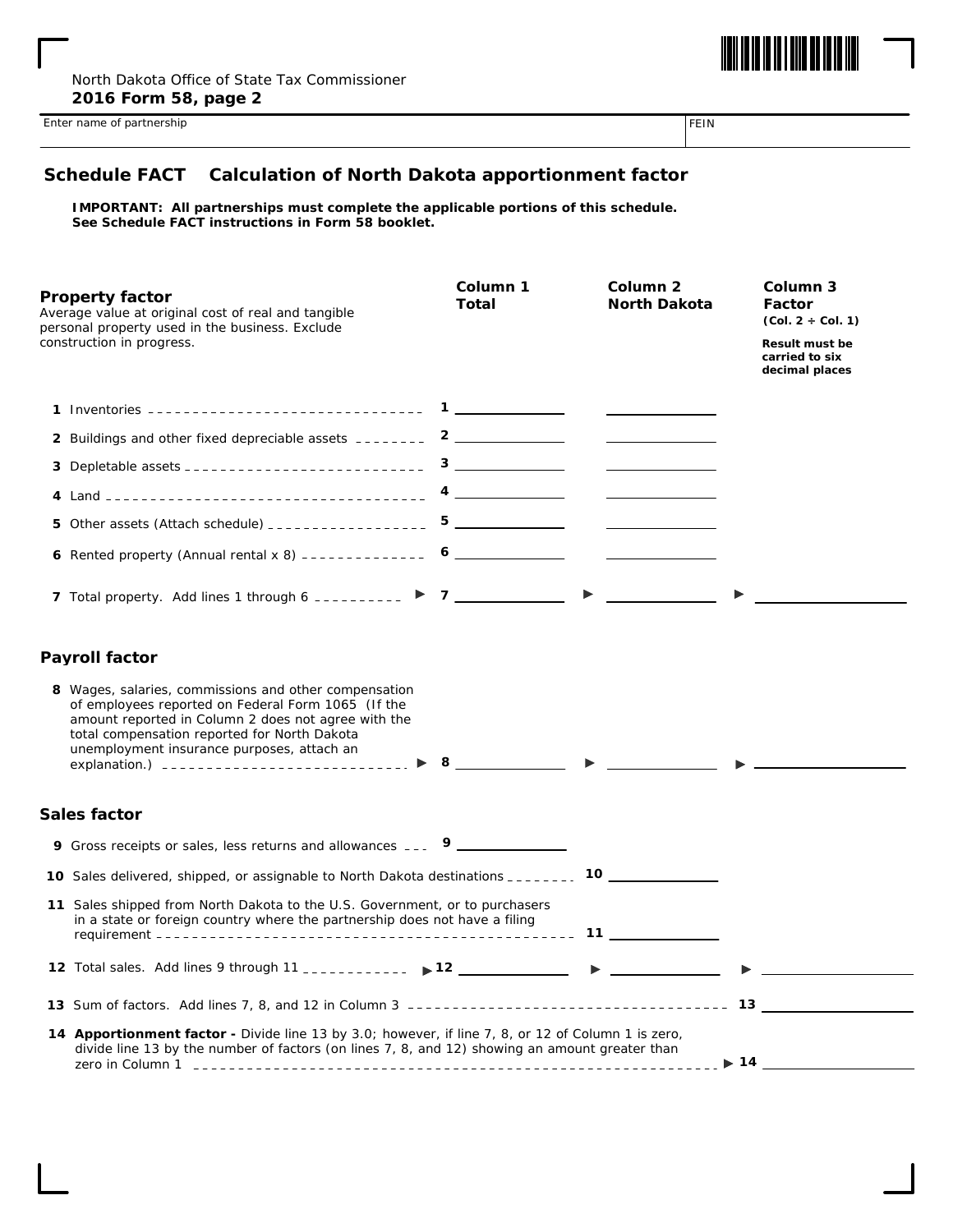North Dakota Office of State Tax Commissioner

**2016 Form 58, page 2**

Enter name of partnership | FEIN

## Schedule FACT Calculation of North Dakota apportionment factor

**IMPORTANT: All partnerships must complete the applicable portions of this schedule. See Schedule FACT instructions in Form 58 booklet.**

| **Property factor**<br>Average value at original cost of real and tangible personal property used in the business. Exclude construction in progress. | **Column 1**<br>**Total** | **Column 2**<br>**North Dakota** | **Column 3**<br>**Factor**<br>**(Col. 2 ÷ Col. 1)**<br>**Result must be carried to six decimal places** |
|---|---|---|---|
| **1** Inventories | 1 | | |
| **2** Buildings and other fixed depreciable assets | 2 | | |
| **3** Depletable assets | 3 | | |
| **4** Land | 4 | | |
| **5** Other assets (Attach schedule) | 5 | | |
| **6** Rented property (Annual rental x 8) | 6 | | |
| **7** Total property. Add lines 1 through 6 ▶ | 7 | ▶ | ▶ |

### Payroll factor

| | | | |
|---|---|---|---|
| **8** Wages, salaries, commissions and other compensation of employees reported on Federal Form 1065 (If the amount reported in Column 2 does not agree with the total compensation reported for North Dakota unemployment insurance purposes, attach an explanation.) ▶ | 8 | ▶ | ▶ |

### Sales factor

| | | | |
|---|---|---|---|
| **9** Gross receipts or sales, less returns and allowances | 9 | | |
| **10** Sales delivered, shipped, or assignable to North Dakota destinations | | 10 | |
| **11** Sales shipped from North Dakota to the U.S. Government, or to purchasers in a state or foreign country where the partnership does not have a filing requirement | | 11 | |
| **12** Total sales. Add lines 9 through 11 ▶ | 12 | ▶ | ▶ |

**13** Sum of factors. Add lines 7, 8, and 12 in Column 3 **13** ____________

**14 Apportionment factor -** Divide line 13 by 3.0; however, if line 7, 8, or 12 of Column 1 is zero, divide line 13 by the number of factors (on lines 7, 8, and 12) showing an amount greater than zero in Column 1 ▶ **14** ____________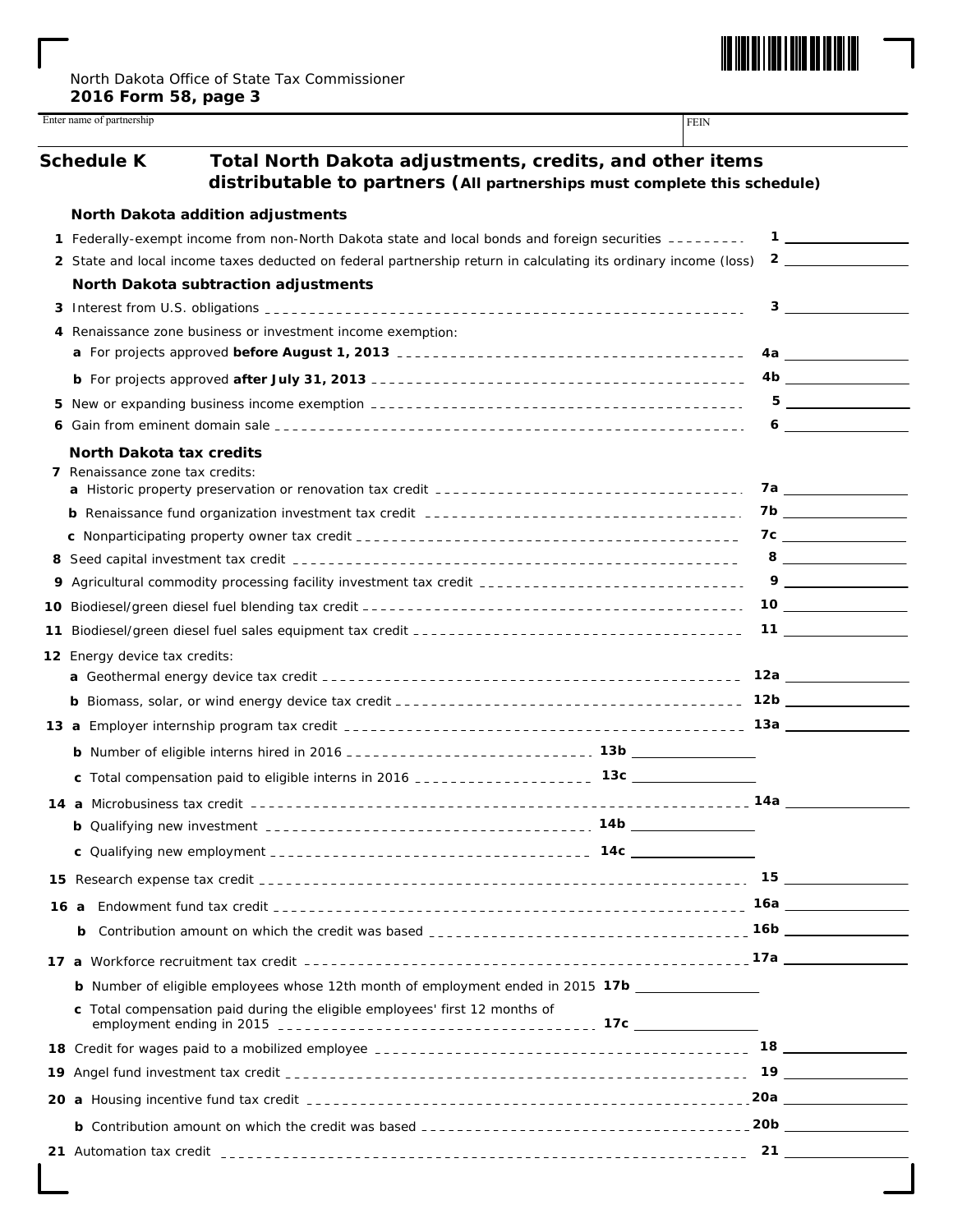North Dakota Office of State Tax Commissioner
**2016 Form 58, page 3**

Enter name of partnership | FEIN

## Schedule K — Total North Dakota adjustments, credits, and other items distributable to partners (All partnerships must complete this schedule)

### North Dakota addition adjustments

1 Federally-exempt income from non-North Dakota state and local bonds and foreign securities ........ **1** ______

2 State and local income taxes deducted on federal partnership return in calculating its ordinary income (loss) **2** ______

### North Dakota subtraction adjustments

3 Interest from U.S. obligations ........ **3** ______

4 Renaissance zone business or investment income exemption:

a For projects approved **before August 1, 2013** ........ **4a** ______

b For projects approved **after July 31, 2013** ........ **4b** ______

5 New or expanding business income exemption ........ **5** ______

6 Gain from eminent domain sale ........ **6** ______

### North Dakota tax credits

7 Renaissance zone tax credits:

a Historic property preservation or renovation tax credit ........ **7a** ______

b Renaissance fund organization investment tax credit ........ **7b** ______

c Nonparticipating property owner tax credit ........ **7c** ______

8 Seed capital investment tax credit ........ **8** ______

9 Agricultural commodity processing facility investment tax credit ........ **9** ______

10 Biodiesel/green diesel fuel blending tax credit ........ **10** ______

11 Biodiesel/green diesel fuel sales equipment tax credit ........ **11** ______

12 Energy device tax credits:

a Geothermal energy device tax credit ........ **12a** ______

b Biomass, solar, or wind energy device tax credit ........ **12b** ______

13 a Employer internship program tax credit ........ **13a** ______

b Number of eligible interns hired in 2016 ........ **13b** ______

c Total compensation paid to eligible interns in 2016 ........ **13c** ______

14 a Microbusiness tax credit ........ **14a** ______

b Qualifying new investment ........ **14b** ______

c Qualifying new employment ........ **14c** ______

15 Research expense tax credit ........ **15** ______

16 a Endowment fund tax credit ........ **16a** ______

b Contribution amount on which the credit was based ........ **16b** ______

17 a Workforce recruitment tax credit ........ **17a** ______

b Number of eligible employees whose 12th month of employment ended in 2015 **17b** ______

c Total compensation paid during the eligible employees' first 12 months of employment ending in 2015 ........ **17c** ______

18 Credit for wages paid to a mobilized employee ........ **18** ______

19 Angel fund investment tax credit ........ **19** ______

20 a Housing incentive fund tax credit ........ **20a** ______

b Contribution amount on which the credit was based ........ **20b** ______

21 Automation tax credit ........ **21** ______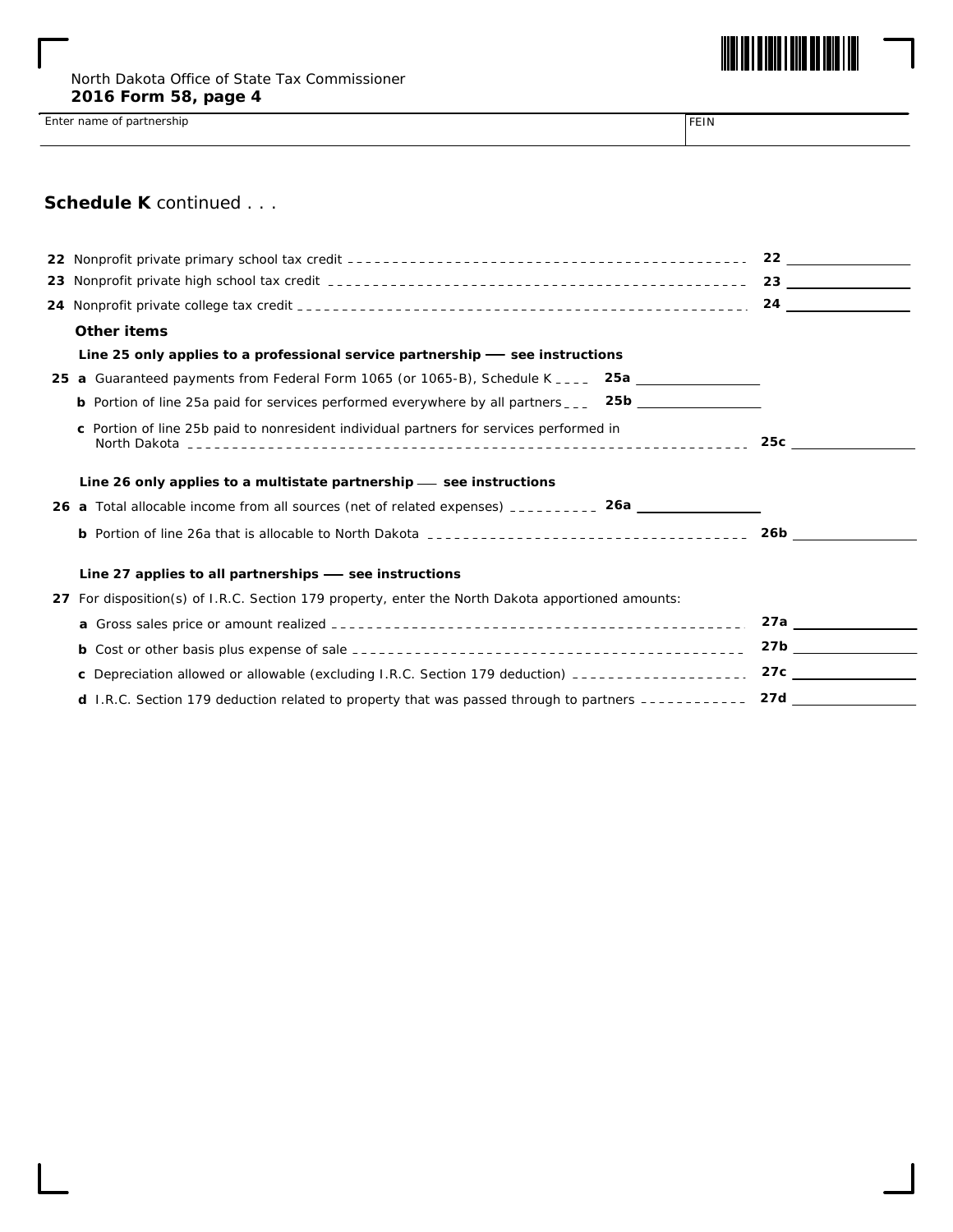North Dakota Office of State Tax Commissioner
**2016 Form 58, page 4**

| Enter name of partnership | FEIN |
|---|---|
| | |

## Schedule K continued . . .

**22** Nonprofit private primary school tax credit .......... **22** ________

**23** Nonprofit private high school tax credit .......... **23** ________

**24** Nonprofit private college tax credit .......... **24** ________

**Other items**

**Line 25 only applies to a professional service partnership — see instructions**

**25 a** Guaranteed payments from Federal Form 1065 (or 1065-B), Schedule K .... **25a** ________

**b** Portion of line 25a paid for services performed everywhere by all partners ... **25b** ________

**c** Portion of line 25b paid to nonresident individual partners for services performed in North Dakota .......... **25c** ________

**Line 26 only applies to a multistate partnership — see instructions**

**26 a** Total allocable income from all sources (net of related expenses) .......... **26a** ________

**b** Portion of line 26a that is allocable to North Dakota .......... **26b** ________

**Line 27 applies to all partnerships — see instructions**

**27** For disposition(s) of I.R.C. Section 179 property, enter the North Dakota apportioned amounts:

**a** Gross sales price or amount realized .......... **27a** ________

**b** Cost or other basis plus expense of sale .......... **27b** ________

**c** Depreciation allowed or allowable (excluding I.R.C. Section 179 deduction) .......... **27c** ________

**d** I.R.C. Section 179 deduction related to property that was passed through to partners .......... **27d** ________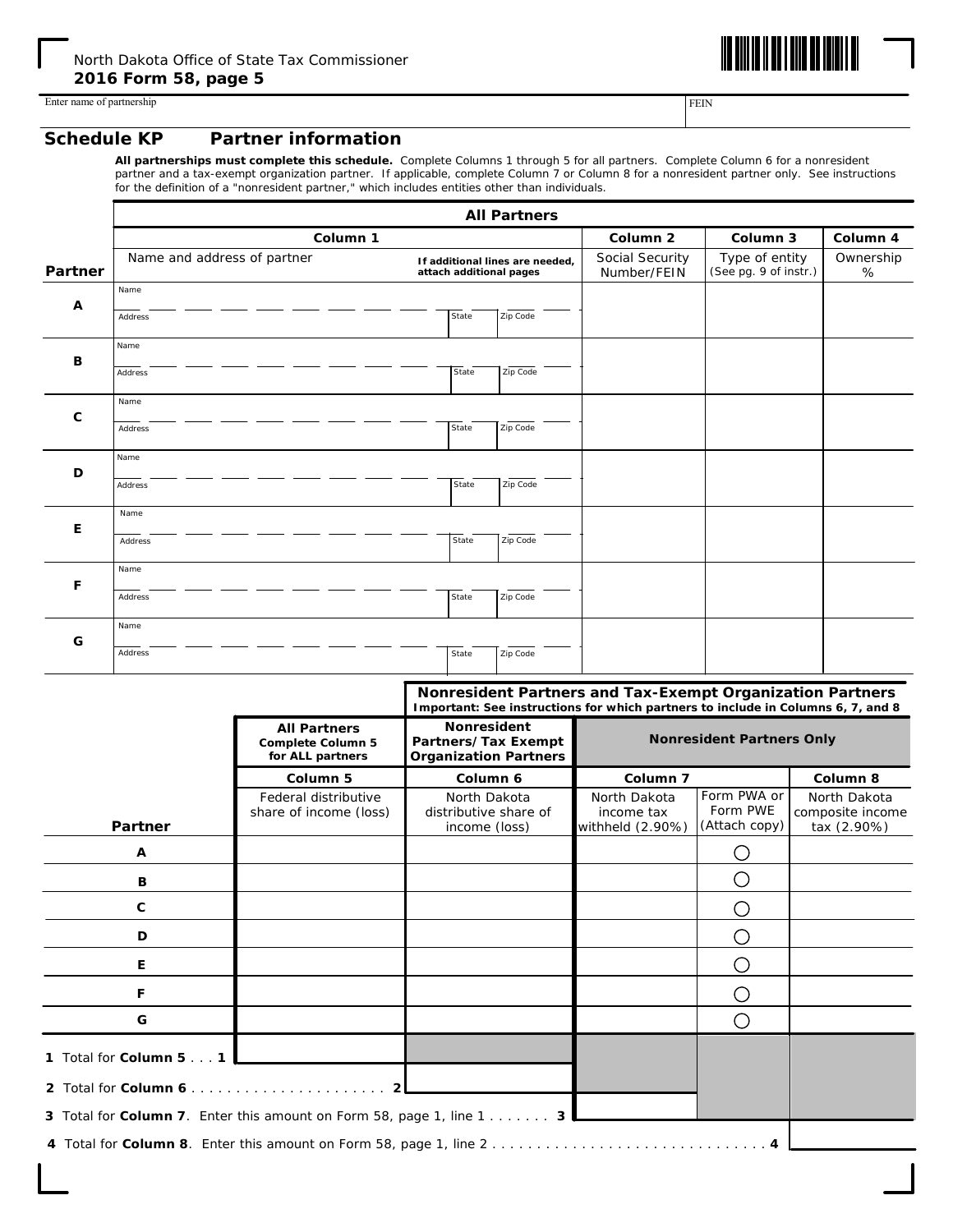North Dakota Office of State Tax Commissioner

**2016 Form 58, page 5**

Enter name of partnership | FEIN

## Schedule KP Partner information

**All partnerships must complete this schedule.** Complete Columns 1 through 5 for all partners. Complete Column 6 for a nonresident partner and a tax-exempt organization partner. If applicable, complete Column 7 or Column 8 for a nonresident partner only. See instructions for the definition of a "nonresident partner," which includes entities other than individuals.

| | All Partners | | | | | |
|---|---|---|---|---|---|---|
| | Column 1 | | | Column 2 | Column 3 | Column 4 |
| Partner | Name and address of partner (If additional lines are needed, attach additional pages) | | | Social Security Number/FEIN | Type of entity (See pg. 9 of instr.) | Ownership % |
| A | Name / Address | State | Zip Code | | | |
| B | Name / Address | State | Zip Code | | | |
| C | Name / Address | State | Zip Code | | | |
| D | Name / Address | State | Zip Code | | | |
| E | Name / Address | State | Zip Code | | | |
| F | Name / Address | State | Zip Code | | | |
| G | Name / Address | State | Zip Code | | | |

**Nonresident Partners and Tax-Exempt Organization Partners**
**Important: See instructions for which partners to include in Columns 6, 7, and 8**

| | All Partners Complete Column 5 for ALL partners | Nonresident Partners/Tax Exempt Organization Partners | Nonresident Partners Only | | |
|---|---|---|---|---|---|
| | Column 5 | Column 6 | Column 7 | | Column 8 |
| Partner | Federal distributive share of income (loss) | North Dakota distributive share of income (loss) | North Dakota income tax withheld (2.90%) | Form PWA or Form PWE (Attach copy) | North Dakota composite income tax (2.90%) |
| A | | | | ◯ | |
| B | | | | ◯ | |
| C | | | | ◯ | |
| D | | | | ◯ | |
| E | | | | ◯ | |
| F | | | | ◯ | |
| G | | | | ◯ | |

1 Total for **Column 5** . . . 1

2 Total for **Column 6** . . . . . . . . . . . . . . . . . . . . . . 2

3 Total for **Column 7**. Enter this amount on Form 58, page 1, line 1 . . . . . . . 3

4 Total for **Column 8**. Enter this amount on Form 58, page 1, line 2 . . . . . . . . . . . . . . . . . . . . . . . . . . . . . . . 4